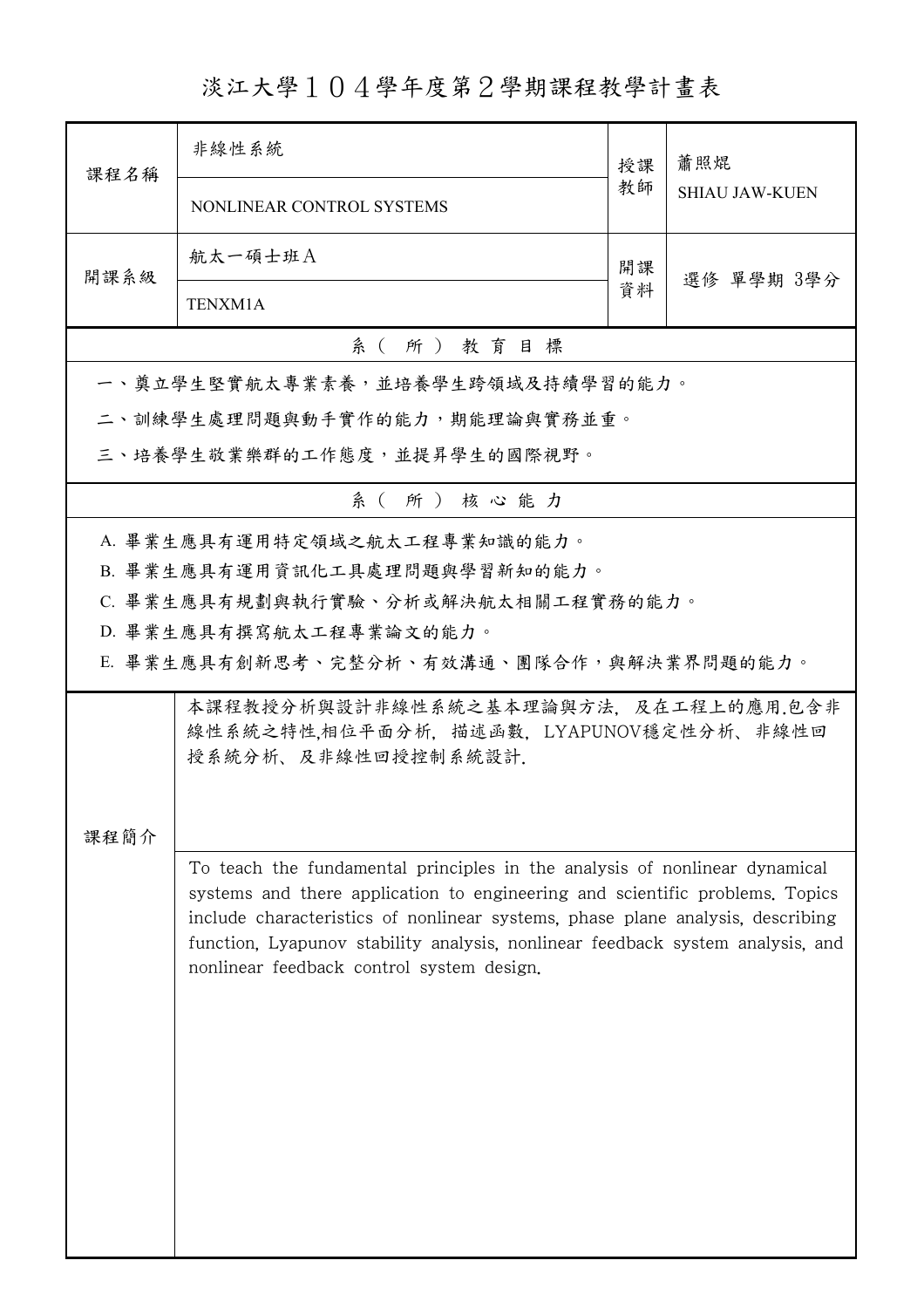# 淡江大學１０４學年度第２學期課程教學計畫表

| 課程名稱 | 非線性系統<br>NONLINEAR CONTROL SYSTEMS | 授課教師 | 蕭照焜<br>SHIAU JAW-KUEN |
|---|---|---|---|
| 開課系級 | 航太一碩士班Ａ<br>TENXM1A | 開課資料 | 選修 單學期 3學分 |

## 系（所）教育目標

一、奠立學生堅實航太專業素養，並培養學生跨領域及持續學習的能力。

二、訓練學生處理問題與動手實作的能力，期能理論與實務並重。

三、培養學生敬業樂群的工作態度，並提昇學生的國際視野。

## 系（所）核心能力

A. 畢業生應具有運用特定領域之航太工程專業知識的能力。

B. 畢業生應具有運用資訊化工具處理問題與學習新知的能力。

C. 畢業生應具有規劃與執行實驗、分析或解決航太相關工程實務的能力。

D. 畢業生應具有撰寫航太工程專業論文的能力。

E. 畢業生應具有創新思考、完整分析、有效溝通、團隊合作，與解決業界問題的能力。

## 課程簡介

本課程教授分析與設計非線性系統之基本理論與方法，及在工程上的應用.包含非線性系統之特性,相位平面分析，描述函數，LYAPUNOV穩定性分析、非線性回授系統分析、及非線性回授控制系統設計.

To teach the fundamental principles in the analysis of nonlinear dynamical systems and there application to engineering and scientific problems. Topics include characteristics of nonlinear systems, phase plane analysis, describing function, Lyapunov stability analysis, nonlinear feedback system analysis, and nonlinear feedback control system design.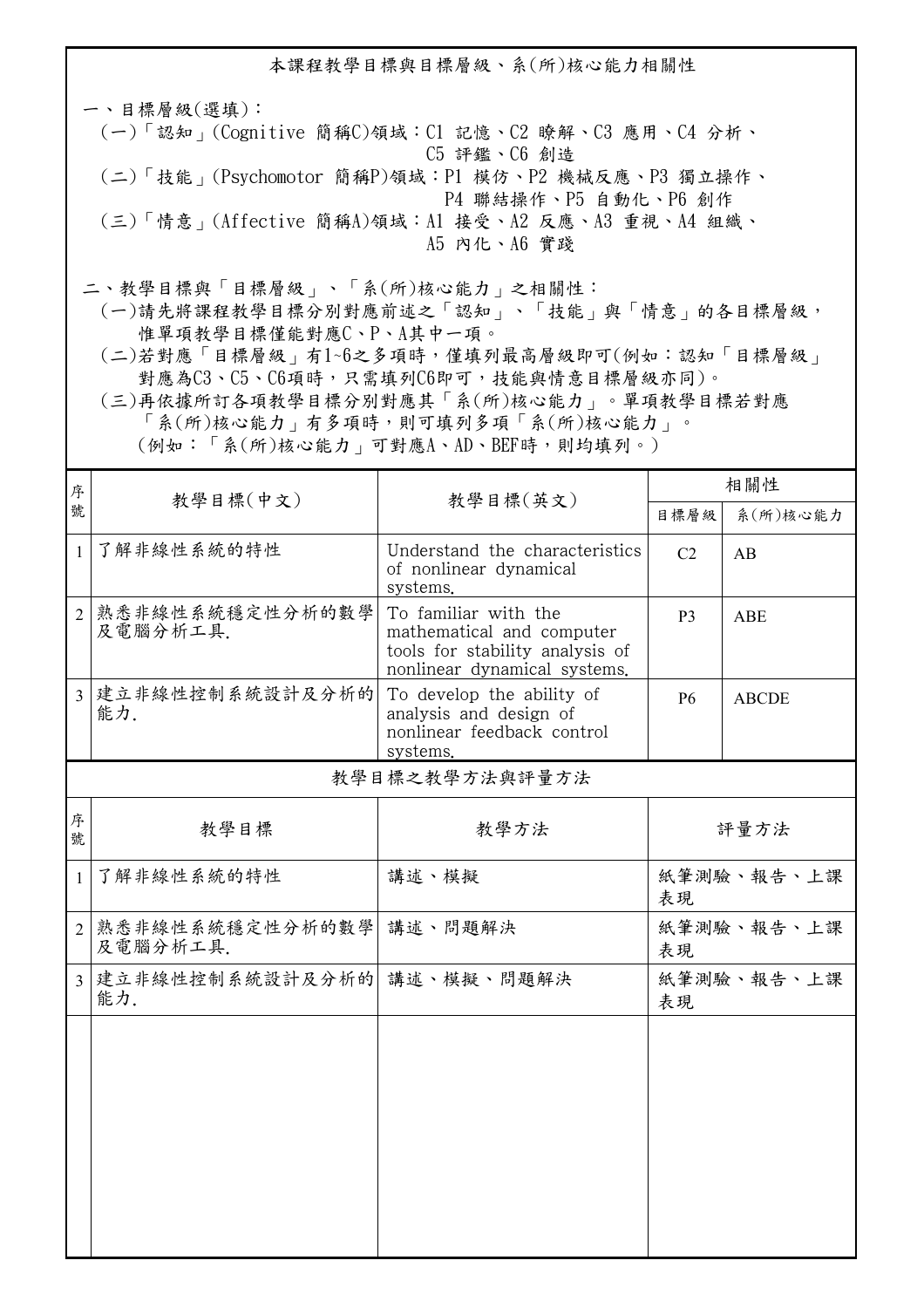## 本課程教學目標與目標層級、系(所)核心能力相關性

一、目標層級(選填)：

(一)「認知」(Cognitive 簡稱C)領域：C1 記憶、C2 瞭解、C3 應用、C4 分析、C5 評鑑、C6 創造

(二)「技能」(Psychomotor 簡稱P)領域：P1 模仿、P2 機械反應、P3 獨立操作、P4 聯結操作、P5 自動化、P6 創作

(三)「情意」(Affective 簡稱A)領域：A1 接受、A2 反應、A3 重視、A4 組織、A5 內化、A6 實踐

二、教學目標與「目標層級」、「系(所)核心能力」之相關性：

(一)請先將課程教學目標分別對應前述之「認知」、「技能」與「情意」的各目標層級，惟單項教學目標僅能對應C、P、A其中一項。

(二)若對應「目標層級」有1~6之多項時，僅填列最高層級即可(例如：認知「目標層級」對應為C3、C5、C6項時，只需填列C6即可，技能與情意目標層級亦同)。

(三)再依據所訂各項教學目標分別對應其「系(所)核心能力」。單項教學目標若對應「系(所)核心能力」有多項時，則可填列多項「系(所)核心能力」。(例如：「系(所)核心能力」可對應A、AD、BEF時，則均填列。)

| 序號 | 教學目標(中文) | 教學目標(英文) | 相關性 | |
|---|---|---|---|---|
| | | | 目標層級 | 系(所)核心能力 |
| 1 | 了解非線性系統的特性 | Understand the characteristics of nonlinear dynamical systems. | C2 | AB |
| 2 | 熟悉非線性系統穩定性分析的數學及電腦分析工具. | To familiar with the mathematical and computer tools for stability analysis of nonlinear dynamical systems. | P3 | ABE |
| 3 | 建立非線性控制系統設計及分析的能力. | To develop the ability of analysis and design of nonlinear feedback control systems. | P6 | ABCDE |

## 教學目標之教學方法與評量方法

| 序號 | 教學目標 | 教學方法 | 評量方法 |
|---|---|---|---|
| 1 | 了解非線性系統的特性 | 講述、模擬 | 紙筆測驗、報告、上課表現 |
| 2 | 熟悉非線性系統穩定性分析的數學及電腦分析工具. | 講述、問題解決 | 紙筆測驗、報告、上課表現 |
| 3 | 建立非線性控制系統設計及分析的能力. | 講述、模擬、問題解決 | 紙筆測驗、報告、上課表現 |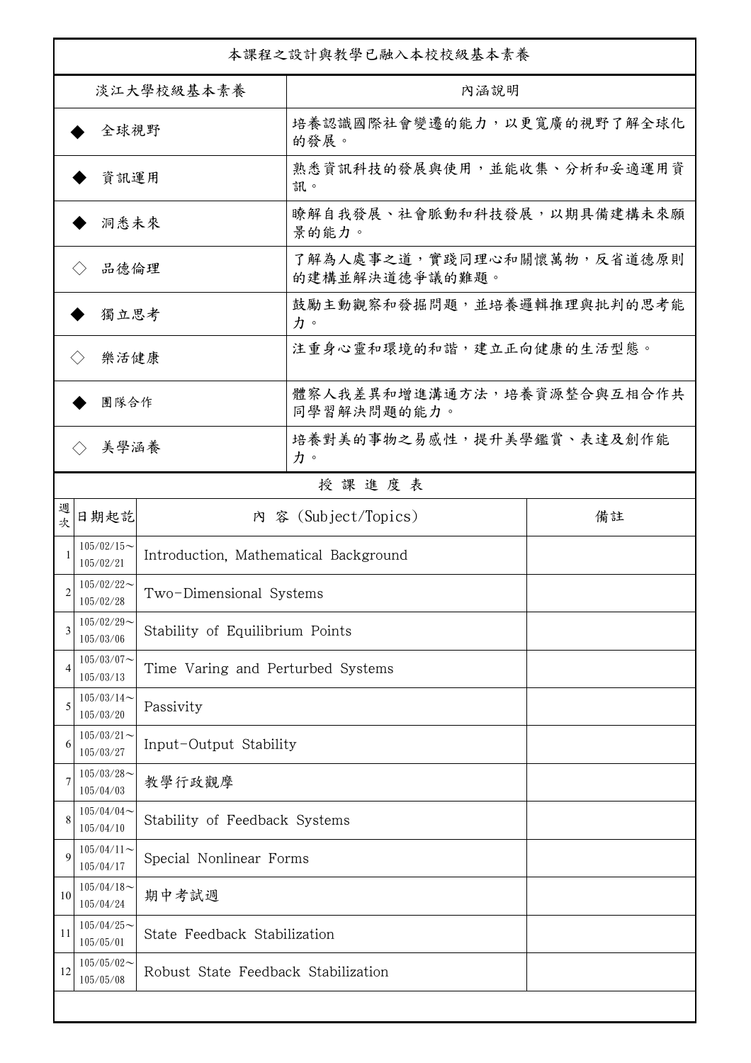| 本課程之設計與教學已融入本校校級基本素養 | |
|---|---|
| 淡江大學校級基本素養 | 內涵說明 |
| ◆ 全球視野 | 培養認識國際社會變遷的能力，以更寬廣的視野了解全球化的發展。 |
| ◆ 資訊運用 | 熟悉資訊科技的發展與使用，並能收集、分析和妥適運用資訊。 |
| ◆ 洞悉未來 | 瞭解自我發展、社會脈動和科技發展，以期具備建構未來願景的能力。 |
| ◇ 品德倫理 | 了解為人處事之道，實踐同理心和關懷萬物，反省道德原則的建構並解決道德爭議的難題。 |
| ◆ 獨立思考 | 鼓勵主動觀察和發掘問題，並培養邏輯推理與批判的思考能力。 |
| ◇ 樂活健康 | 注重身心靈和環境的和諧，建立正向健康的生活型態。 |
| ◆ 團隊合作 | 體察人我差異和增進溝通方法，培養資源整合與互相合作共同學習解決問題的能力。 |
| ◇ 美學涵養 | 培養對美的事物之易感性，提升美學鑑賞、表達及創作能力。 |

授 課 進 度 表

| 週次 | 日期起訖 | 內 容 (Subject/Topics) | 備註 |
|---|---|---|---|
| 1 | 105/02/15～105/02/21 | Introduction, Mathematical Background | |
| 2 | 105/02/22～105/02/28 | Two-Dimensional Systems | |
| 3 | 105/02/29～105/03/06 | Stability of Equilibrium Points | |
| 4 | 105/03/07～105/03/13 | Time Varing and Perturbed Systems | |
| 5 | 105/03/14～105/03/20 | Passivity | |
| 6 | 105/03/21～105/03/27 | Input-Output Stability | |
| 7 | 105/03/28～105/04/03 | 教學行政觀摩 | |
| 8 | 105/04/04～105/04/10 | Stability of Feedback Systems | |
| 9 | 105/04/11～105/04/17 | Special Nonlinear Forms | |
| 10 | 105/04/18～105/04/24 | 期中考試週 | |
| 11 | 105/04/25～105/05/01 | State Feedback Stabilization | |
| 12 | 105/05/02～105/05/08 | Robust State Feedback Stabilization | |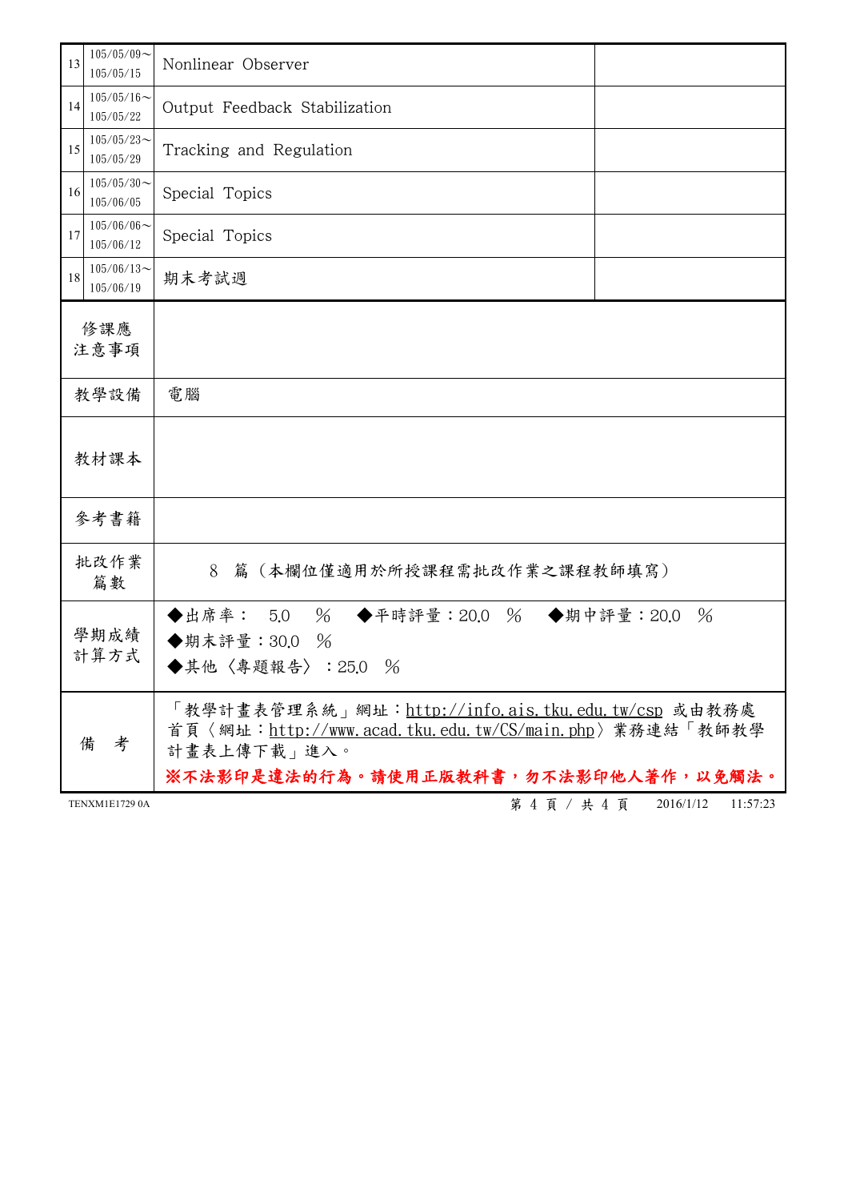| | | | |
|---|---|---|---|
| 13 | 105/05/09～105/05/15 | Nonlinear Observer | |
| 14 | 105/05/16～105/05/22 | Output Feedback Stabilization | |
| 15 | 105/05/23～105/05/29 | Tracking and Regulation | |
| 16 | 105/05/30～105/06/05 | Special Topics | |
| 17 | 105/06/06～105/06/12 | Special Topics | |
| 18 | 105/06/13～105/06/19 | 期末考試週 | |

| | |
|---|---|
| 修課應注意事項 | |
| 教學設備 | 電腦 |
| 教材課本 | |
| 參考書籍 | |
| 批改作業篇數 | 8 篇（本欄位僅適用於所授課程需批改作業之課程教師填寫） |
| 學期成績計算方式 | ◆出席率： 5.0 ％ ◆平時評量：20.0 ％ ◆期中評量：20.0 ％<br>◆期末評量：30.0 ％<br>◆其他〈專題報告〉：25.0 ％ |
| 備　考 | 「教學計畫表管理系統」網址：http://info.ais.tku.edu.tw/csp 或由教務處首頁〈網址：http://www.acad.tku.edu.tw/CS/main.php〉業務連結「教師教學計畫表上傳下載」進入。<br>**※不法影印是違法的行為。請使用正版教科書，勿不法影印他人著作，以免觸法。** |

TENXM1E1729 0A　2016/1/12　11:57:23